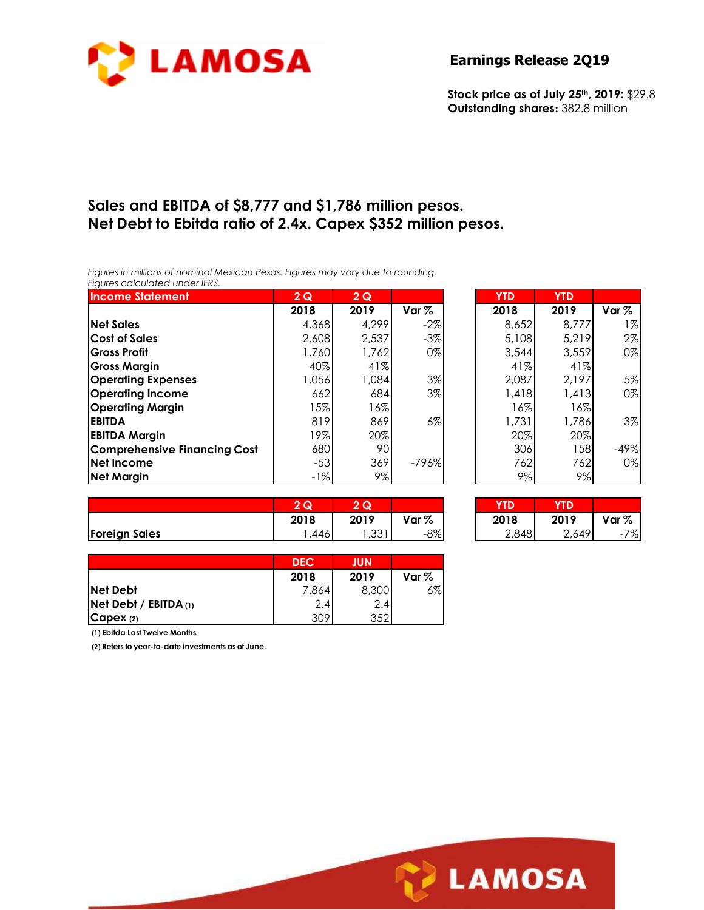LAMOSA

## Earnings Release 2Q19

**Stock price as of July 25th, 2019:** $29.8
**Outstanding shares:** 382.8 million

# Sales and EBITDA of $8,777 and $1,786 million pesos. Net Debt to Ebitda ratio of 2.4x. Capex $352 million pesos.

*Figures in millions of nominal Mexican Pesos. Figures may vary due to rounding.*
*Figures calculated under IFRS.*

| Income Statement | 2 Q | 2 Q | | YTD | YTD | |
|---|---|---|---|---|---|---|
| | 2018 | 2019 | Var % | 2018 | 2019 | Var % |
| **Net Sales** | 4,368 | 4,299 | -2% | 8,652 | 8,777 | 1% |
| **Cost of Sales** | 2,608 | 2,537 | -3% | 5,108 | 5,219 | 2% |
| **Gross Profit** | 1,760 | 1,762 | 0% | 3,544 | 3,559 | 0% |
| **Gross Margin** | 40% | 41% | | 41% | 41% | |
| **Operating Expenses** | 1,056 | 1,084 | 3% | 2,087 | 2,197 | 5% |
| **Operating Income** | 662 | 684 | 3% | 1,418 | 1,413 | 0% |
| **Operating Margin** | 15% | 16% | | 16% | 16% | |
| **EBITDA** | 819 | 869 | 6% | 1,731 | 1,786 | 3% |
| **EBITDA Margin** | 19% | 20% | | 20% | 20% | |
| **Comprehensive Financing Cost** | 680 | 90 | | 306 | 158 | -49% |
| **Net Income** | -53 | 369 | -796% | 762 | 762 | 0% |
| **Net Margin** | -1% | 9% | | 9% | 9% | |

| | 2 Q | 2 Q | | YTD | YTD | |
|---|---|---|---|---|---|---|
| | 2018 | 2019 | Var % | 2018 | 2019 | Var % |
| **Foreign Sales** | 1,446 | 1,331 | -8% | 2,848 | 2,649 | -7% |

| | DEC | JUN | |
|---|---|---|---|
| | 2018 | 2019 | Var % |
| **Net Debt** | 7,864 | 8,300 | 6% |
| **Net Debt / EBITDA (1)** | 2.4 | 2.4 | |
| **Capex (2)** | 309 | 352 | |

**(1) Ebitda Last Twelve Months.**

**(2) Refers to year-to-date investments as of June.**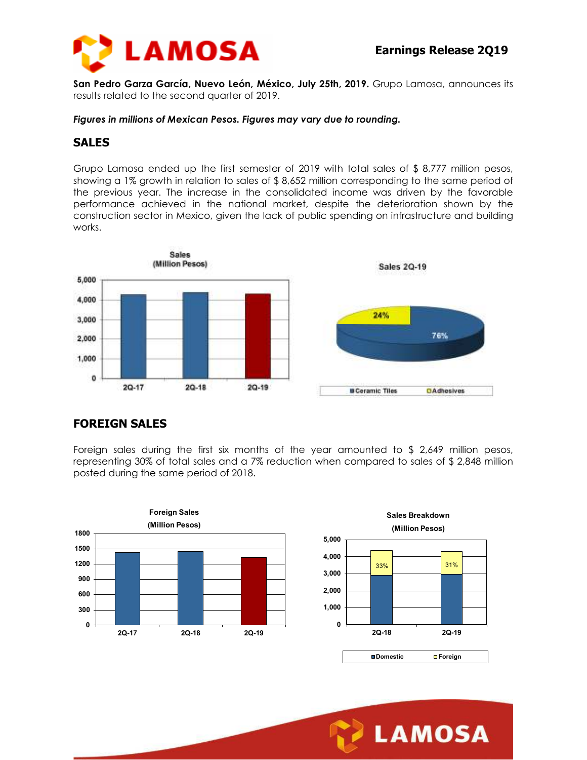**San Pedro Garza García, Nuevo León, México, July 25th, 2019.** Grupo Lamosa, announces its results related to the second quarter of 2019.

***Figures in millions of Mexican Pesos. Figures may vary due to rounding.***

## SALES

Grupo Lamosa ended up the first semester of 2019 with total sales of $ 8,777 million pesos, showing a 1% growth in relation to sales of $ 8,652 million corresponding to the same period of the previous year. The increase in the consolidated income was driven by the favorable performance achieved in the national market, despite the deterioration shown by the construction sector in Mexico, given the lack of public spending on infrastructure and building works.

Sales (Million Pesos)

Sales 2Q-19

Ceramic Tiles 76%, Adhesives 24%

## FOREIGN SALES

Foreign sales during the first six months of the year amounted to $ 2,649 million pesos, representing 30% of total sales and a 7% reduction when compared to sales of $ 2,848 million posted during the same period of 2018.

Foreign Sales (Million Pesos)

Sales Breakdown (Million Pesos)

Domestic / Foreign: 2Q-18 Foreign 33%; 2Q-19 Foreign 31%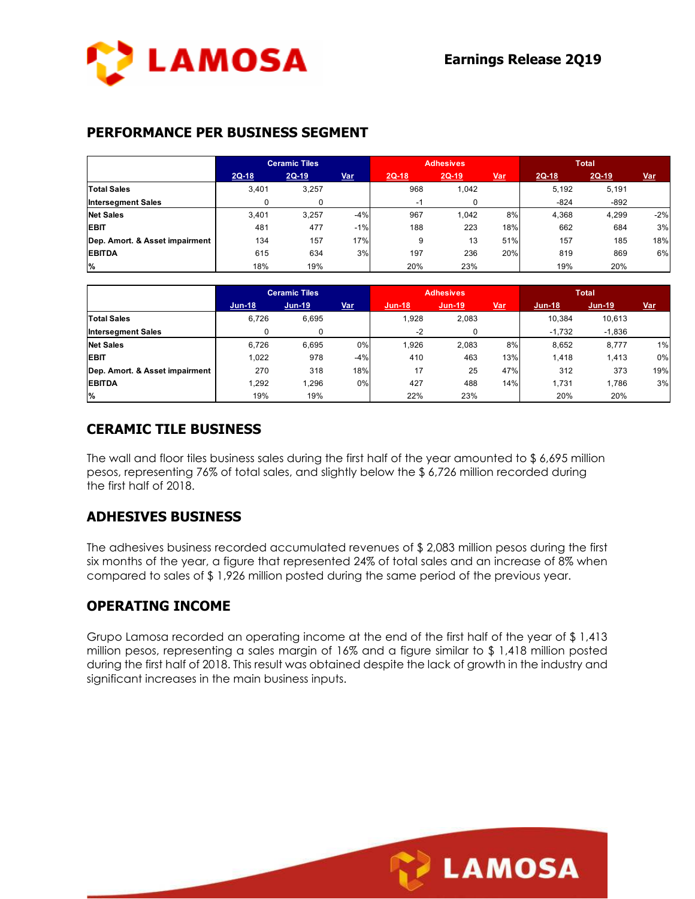## PERFORMANCE PER BUSINESS SEGMENT

| | Ceramic Tiles | | | Adhesives | | | Total | | |
|---|---|---|---|---|---|---|---|---|---|
| | 2Q-18 | 2Q-19 | Var | 2Q-18 | 2Q-19 | Var | 2Q-18 | 2Q-19 | Var |
| **Total Sales** | 3,401 | 3,257 | | 968 | 1,042 | | 5,192 | 5,191 | |
| **Intersegment Sales** | 0 | 0 | | -1 | 0 | | -824 | -892 | |
| **Net Sales** | 3,401 | 3,257 | -4% | 967 | 1,042 | 8% | 4,368 | 4,299 | -2% |
| **EBIT** | 481 | 477 | -1% | 188 | 223 | 18% | 662 | 684 | 3% |
| **Dep. Amort. & Asset impairment** | 134 | 157 | 17% | 9 | 13 | 51% | 157 | 185 | 18% |
| **EBITDA** | 615 | 634 | 3% | 197 | 236 | 20% | 819 | 869 | 6% |
| **%** | 18% | 19% | | 20% | 23% | | 19% | 20% | |

| | Ceramic Tiles | | | Adhesives | | | Total | | |
|---|---|---|---|---|---|---|---|---|---|
| | Jun-18 | Jun-19 | Var | Jun-18 | Jun-19 | Var | Jun-18 | Jun-19 | Var |
| **Total Sales** | 6,726 | 6,695 | | 1,928 | 2,083 | | 10,384 | 10,613 | |
| **Intersegment Sales** | 0 | 0 | | -2 | 0 | | -1,732 | -1,836 | |
| **Net Sales** | 6,726 | 6,695 | 0% | 1,926 | 2,083 | 8% | 8,652 | 8,777 | 1% |
| **EBIT** | 1,022 | 978 | -4% | 410 | 463 | 13% | 1,418 | 1,413 | 0% |
| **Dep. Amort. & Asset impairment** | 270 | 318 | 18% | 17 | 25 | 47% | 312 | 373 | 19% |
| **EBITDA** | 1,292 | 1,296 | 0% | 427 | 488 | 14% | 1,731 | 1,786 | 3% |
| **%** | 19% | 19% | | 22% | 23% | | 20% | 20% | |

## CERAMIC TILE BUSINESS

The wall and floor tiles business sales during the first half of the year amounted to $ 6,695 million pesos, representing 76% of total sales, and slightly below the $ 6,726 million recorded during the first half of 2018.

## ADHESIVES BUSINESS

The adhesives business recorded accumulated revenues of $ 2,083 million pesos during the first six months of the year, a figure that represented 24% of total sales and an increase of 8% when compared to sales of $ 1,926 million posted during the same period of the previous year.

## OPERATING INCOME

Grupo Lamosa recorded an operating income at the end of the first half of the year of $ 1,413 million pesos, representing a sales margin of 16% and a figure similar to $ 1,418 million posted during the first half of 2018. This result was obtained despite the lack of growth in the industry and significant increases in the main business inputs.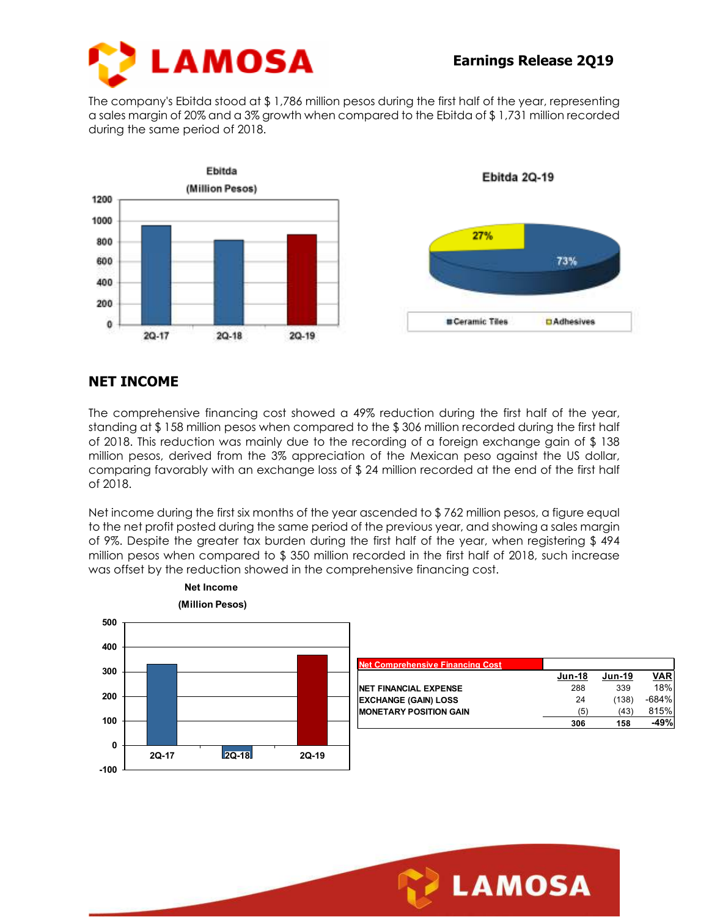The company's Ebitda stood at $ 1,786 million pesos during the first half of the year, representing a sales margin of 20% and a 3% growth when compared to the Ebitda of $ 1,731 million recorded during the same period of 2018.

## NET INCOME

The comprehensive financing cost showed a 49% reduction during the first half of the year, standing at $ 158 million pesos when compared to the $ 306 million recorded during the first half of 2018. This reduction was mainly due to the recording of a foreign exchange gain of $ 138 million pesos, derived from the 3% appreciation of the Mexican peso against the US dollar, comparing favorably with an exchange loss of $ 24 million recorded at the end of the first half of 2018.

Net income during the first six months of the year ascended to $ 762 million pesos, a figure equal to the net profit posted during the same period of the previous year, and showing a sales margin of 9%. Despite the greater tax burden during the first half of the year, when registering $ 494 million pesos when compared to $ 350 million recorded in the first half of 2018, such increase was offset by the reduction showed in the comprehensive financing cost.

| Net Comprehensive Financing Cost | Jun-18 | Jun-19 | VAR |
|---|---|---|---|
| NET FINANCIAL EXPENSE | 288 | 339 | 18% |
| EXCHANGE (GAIN) LOSS | 24 | (138) | -684% |
| MONETARY POSITION GAIN | (5) | (43) | 815% |
| | **306** | **158** | **-49%** |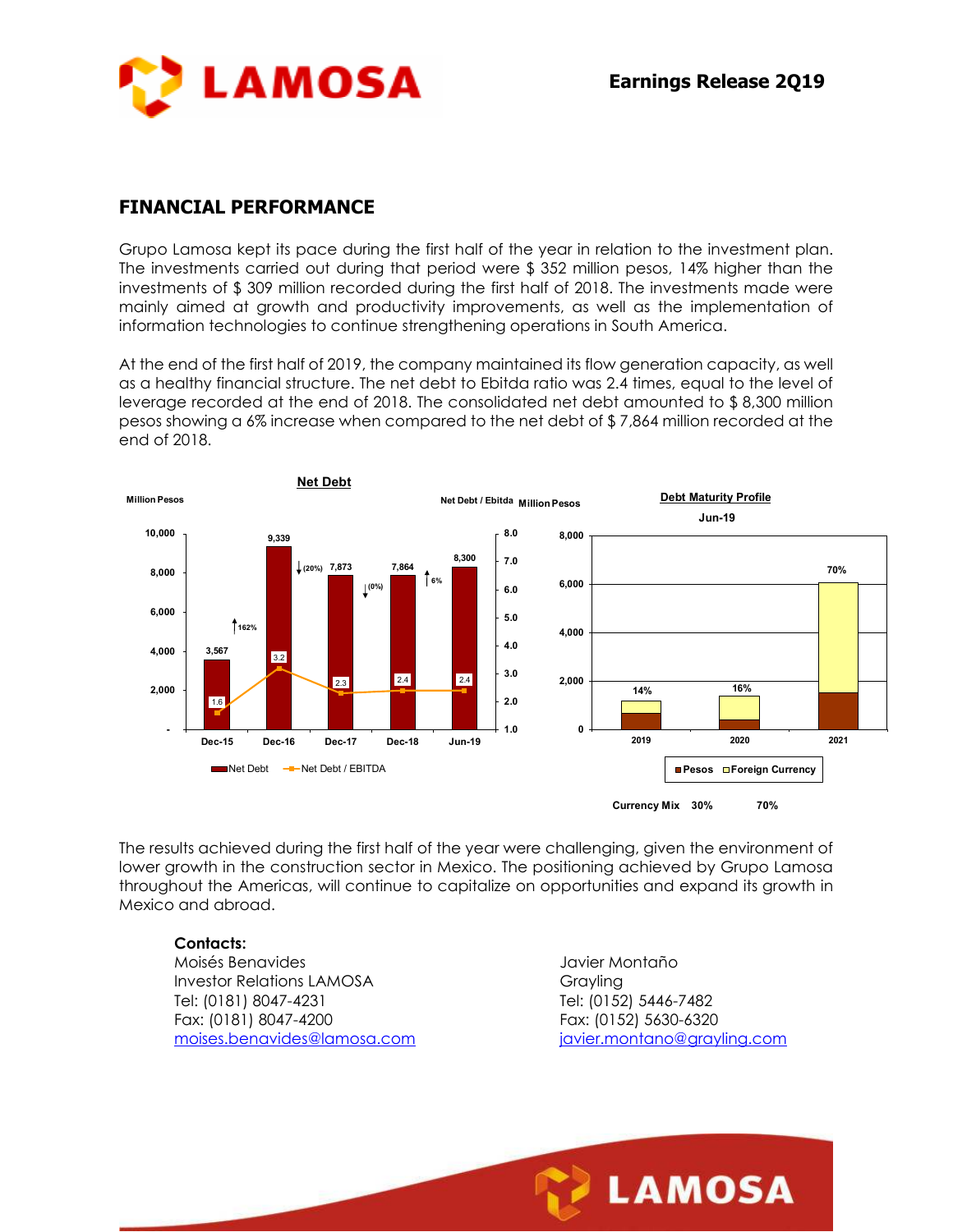## FINANCIAL PERFORMANCE

Grupo Lamosa kept its pace during the first half of the year in relation to the investment plan. The investments carried out during that period were $ 352 million pesos, 14% higher than the investments of $ 309 million recorded during the first half of 2018. The investments made were mainly aimed at growth and productivity improvements, as well as the implementation of information technologies to continue strengthening operations in South America.

At the end of the first half of 2019, the company maintained its flow generation capacity, as well as a healthy financial structure. The net debt to Ebitda ratio was 2.4 times, equal to the level of leverage recorded at the end of 2018. The consolidated net debt amounted to $ 8,300 million pesos showing a 6% increase when compared to the net debt of $ 7,864 million recorded at the end of 2018.

**Net Debt**

Million Pesos

Net Debt / Ebitda

Dec-15: 3,567 — 1.6

162%

Dec-16: 9,339 — 3.2

(20%)

Dec-17: 7,873 — 2.3

(0%)

Dec-18: 7,864 — 2.4

6%

Jun-19: 8,300 — 2.4

Net Debt — Net Debt / EBITDA

**Debt Maturity Profile**

Jun-19

Million Pesos

2019: 14%

2020: 16%

2021: 70%

Pesos — Foreign Currency

Currency Mix 30% 70%

The results achieved during the first half of the year were challenging, given the environment of lower growth in the construction sector in Mexico. The positioning achieved by Grupo Lamosa throughout the Americas, will continue to capitalize on opportunities and expand its growth in Mexico and abroad.

**Contacts:**

Moisés Benavides
Investor Relations LAMOSA
Tel: (0181) 8047-4231
Fax: (0181) 8047-4200
moises.benavides@lamosa.com

Javier Montaño
Grayling
Tel: (0152) 5446-7482
Fax: (0152) 5630-6320
javier.montano@grayling.com